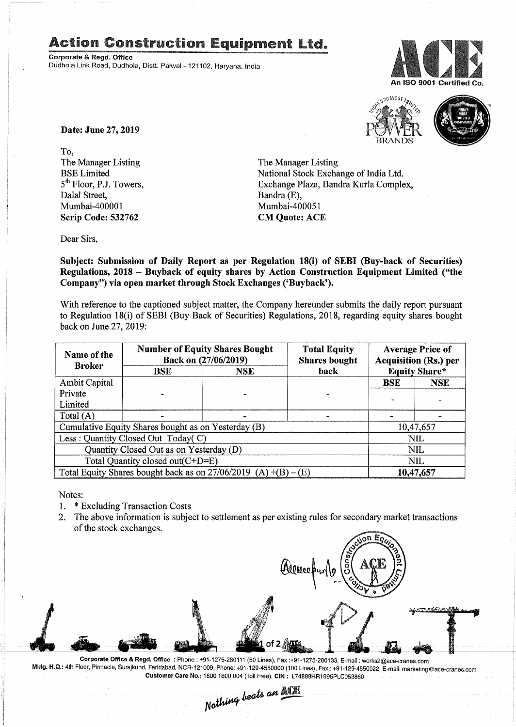# Action Construction Equipment Ltd.

**Corporate & Regd. Office**
Dudhola Link Road, Dudhola, Distt. Palwal - 121102, Haryana, India

An ISO 9001 Certified Co.

**Date: June 27, 2019**

To,
The Manager Listing
BSE Limited
5th Floor, P.J. Towers,
Dalal Street,
Mumbai-400001
**Scrip Code: 532762**

The Manager Listing
National Stock Exchange of India Ltd.
Exchange Plaza, Bandra Kurla Complex,
Bandra (E),
Mumbai-400051
**CM Quote: ACE**

Dear Sirs,

**Subject: Submission of Daily Report as per Regulation 18(i) of SEBI (Buy-back of Securities) Regulations, 2018 – Buyback of equity shares by Action Construction Equipment Limited ("the Company") via open market through Stock Exchanges ('Buyback').**

With reference to the captioned subject matter, the Company hereunder submits the daily report pursuant to Regulation 18(i) of SEBI (Buy Back of Securities) Regulations, 2018, regarding equity shares bought back on June 27, 2019:

| Name of the Broker | Number of Equity Shares Bought Back on (27/06/2019) | | Total Equity Shares bought back | Average Price of Acquisition (Rs.) per Equity Share* | |
|---|---|---|---|---|---|
| | BSE | NSE | | BSE | NSE |
| Ambit Capital Private Limited | - | - | - | - | - |
| Total (A) | - | - | - | - | - |
| Cumulative Equity Shares bought as on Yesterday (B) | | | | 10,47,657 | |
| Less : Quantity Closed Out Today( C) | | | | NIL | |
| Quantity Closed Out as on Yesterday (D) | | | | NIL | |
| Total Quantity closed out(C+D=E) | | | | NIL | |
| Total Equity Shares bought back as on 27/06/2019 (A) +(B) – (E) | | | | **10,47,657** | |

Notes:
1. * Excluding Transaction Costs
2. The above information is subject to settlement as per existing rules for secondary market transactions of the stock exchanges.

**Corporate Office & Regd. Office** : Phone : +91-1275-280111 (50 Lines), Fax :+91-1275-280133, E-mail : works2@ace-cranes.com
**Mktg. H.Q.:** 4th Floor, Pinnacle, Surajkund, Faridabad, NCR-121009, Phone: +91-129-4550000 (100 Lines), Fax : +91-129-4550022, E-mail: marketing@ace-cranes.com
**Customer Care No.:** 1800 1800 004 (Toll Free), **CIN :** L74899HR1995PLC053860

*Nothing beats an ACE*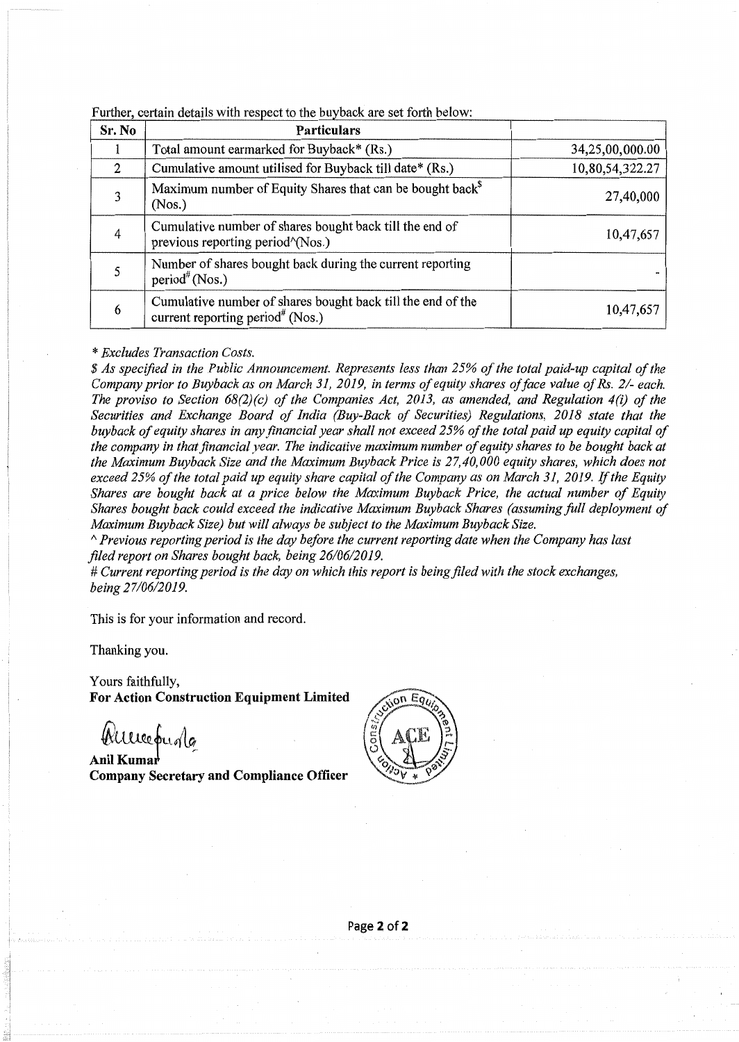Further, certain details with respect to the buyback are set forth below:

| Sr. No | Particulars | |
|---|---|---|
| 1 | Total amount earmarked for Buyback* (Rs.) | 34,25,00,000.00 |
| 2 | Cumulative amount utilised for Buyback till date* (Rs.) | 10,80,54,322.27 |
| 3 | Maximum number of Equity Shares that can be bought back$ (Nos.) | 27,40,000 |
| 4 | Cumulative number of shares bought back till the end of previous reporting period^(Nos.) | 10,47,657 |
| 5 | Number of shares bought back during the current reporting period# (Nos.) | - |
| 6 | Cumulative number of shares bought back till the end of the current reporting period# (Nos.) | 10,47,657 |

*\* Excludes Transaction Costs.*

*$ As specified in the Public Announcement. Represents less than 25% of the total paid-up capital of the Company prior to Buyback as on March 31, 2019, in terms of equity shares of face value of Rs. 2/- each. The proviso to Section 68(2)(c) of the Companies Act, 2013, as amended, and Regulation 4(i) of the Securities and Exchange Board of India (Buy-Back of Securities) Regulations, 2018 state that the buyback of equity shares in any financial year shall not exceed 25% of the total paid up equity capital of the company in that financial year. The indicative maximum number of equity shares to be bought back at the Maximum Buyback Size and the Maximum Buyback Price is 27,40,000 equity shares, which does not exceed 25% of the total paid up equity share capital of the Company as on March 31, 2019. If the Equity Shares are bought back at a price below the Maximum Buyback Price, the actual number of Equity Shares bought back could exceed the indicative Maximum Buyback Shares (assuming full deployment of Maximum Buyback Size) but will always be subject to the Maximum Buyback Size.*

*^ Previous reporting period is the day before the current reporting date when the Company has last filed report on Shares bought back, being 26/06/2019.*

*# Current reporting period is the day on which this report is being filed with the stock exchanges, being 27/06/2019.*

This is for your information and record.

Thanking you.

Yours faithfully,
**For Action Construction Equipment Limited**

**Anil Kumar**
**Company Secretary and Compliance Officer**